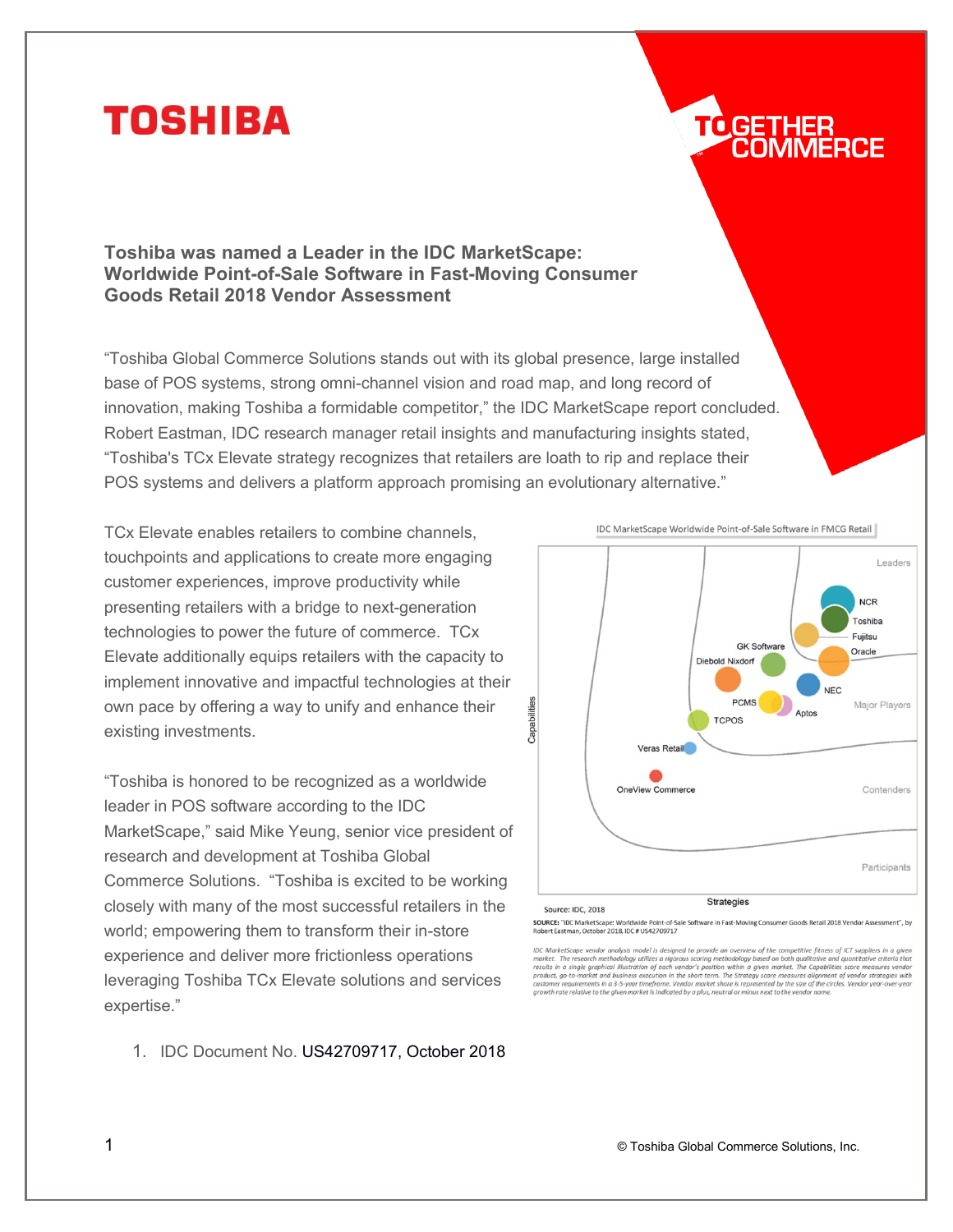# TOSHIBA

TOGETHER COMMERCE

## Toshiba was named a Leader in the IDC MarketScape: Worldwide Point-of-Sale Software in Fast-Moving Consumer Goods Retail 2018 Vendor Assessment

"Toshiba Global Commerce Solutions stands out with its global presence, large installed base of POS systems, strong omni-channel vision and road map, and long record of innovation, making Toshiba a formidable competitor," the IDC MarketScape report concluded. Robert Eastman, IDC research manager retail insights and manufacturing insights stated, "Toshiba's TCx Elevate strategy recognizes that retailers are loath to rip and replace their POS systems and delivers a platform approach promising an evolutionary alternative."

TCx Elevate enables retailers to combine channels, touchpoints and applications to create more engaging customer experiences, improve productivity while presenting retailers with a bridge to next-generation technologies to power the future of commerce. TCx Elevate additionally equips retailers with the capacity to implement innovative and impactful technologies at their own pace by offering a way to unify and enhance their existing investments.

"Toshiba is honored to be recognized as a worldwide leader in POS software according to the IDC MarketScape," said Mike Yeung, senior vice president of research and development at Toshiba Global Commerce Solutions. "Toshiba is excited to be working closely with many of the most successful retailers in the world; empowering them to transform their in-store experience and deliver more frictionless operations leveraging Toshiba TCx Elevate solutions and services expertise."

IDC MarketScape Worldwide Point-of-Sale Software in FMCG Retail

Source: IDC, 2018

SOURCE: "IDC MarketScape: Worldwide Point-of-Sale Software in Fast-Moving Consumer Goods Retail 2018 Vendor Assessment", by Robert Eastman, October 2018, IDC # US42709717

*IDC MarketScape vendor analysis model is designed to provide an overview of the competitive fitness of ICT suppliers in a given market. The research methodology utilizes a rigorous scoring methodology based on both qualitative and quantitative criteria that results in a single graphical illustration of each vendor's position within a given market. The Capabilities score measures vendor product, go-to-market and business execution in the short-term. The Strategy score measures alignment of vendor strategies with customer requirements in a 3-5-year timeframe. Vendor market share is represented by the size of the circles. Vendor year-over-year growth rate relative to the given market is indicated by a plus, neutral or minus next to the vendor name.*

1. IDC Document No. US42709717, October 2018

© Toshiba Global Commerce Solutions, Inc.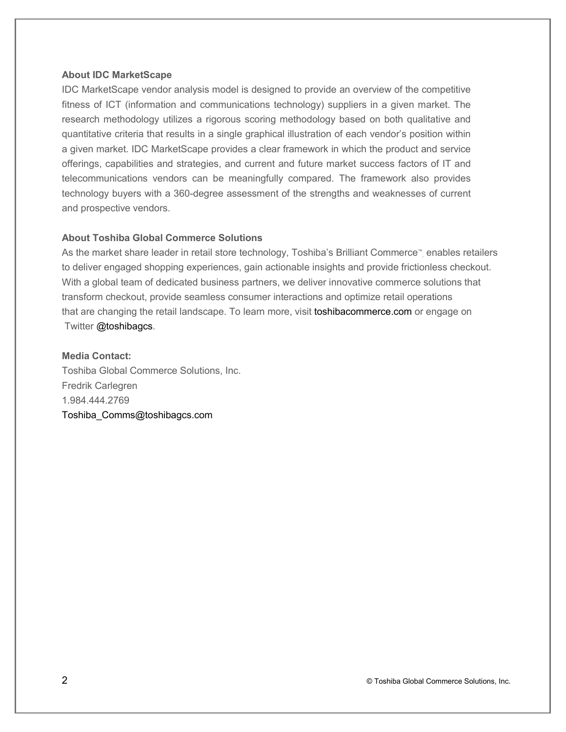**About IDC MarketScape**

IDC MarketScape vendor analysis model is designed to provide an overview of the competitive fitness of ICT (information and communications technology) suppliers in a given market. The research methodology utilizes a rigorous scoring methodology based on both qualitative and quantitative criteria that results in a single graphical illustration of each vendor's position within a given market. IDC MarketScape provides a clear framework in which the product and service offerings, capabilities and strategies, and current and future market success factors of IT and telecommunications vendors can be meaningfully compared. The framework also provides technology buyers with a 360-degree assessment of the strengths and weaknesses of current and prospective vendors.

**About Toshiba Global Commerce Solutions**

As the market share leader in retail store technology, Toshiba's Brilliant Commerce™ enables retailers to deliver engaged shopping experiences, gain actionable insights and provide frictionless checkout. With a global team of dedicated business partners, we deliver innovative commerce solutions that transform checkout, provide seamless consumer interactions and optimize retail operations that are changing the retail landscape. To learn more, visit toshibacommerce.com or engage on Twitter @toshibagcs.

**Media Contact:**

Toshiba Global Commerce Solutions, Inc.
Fredrik Carlegren
1.984.444.2769
Toshiba_Comms@toshibagcs.com